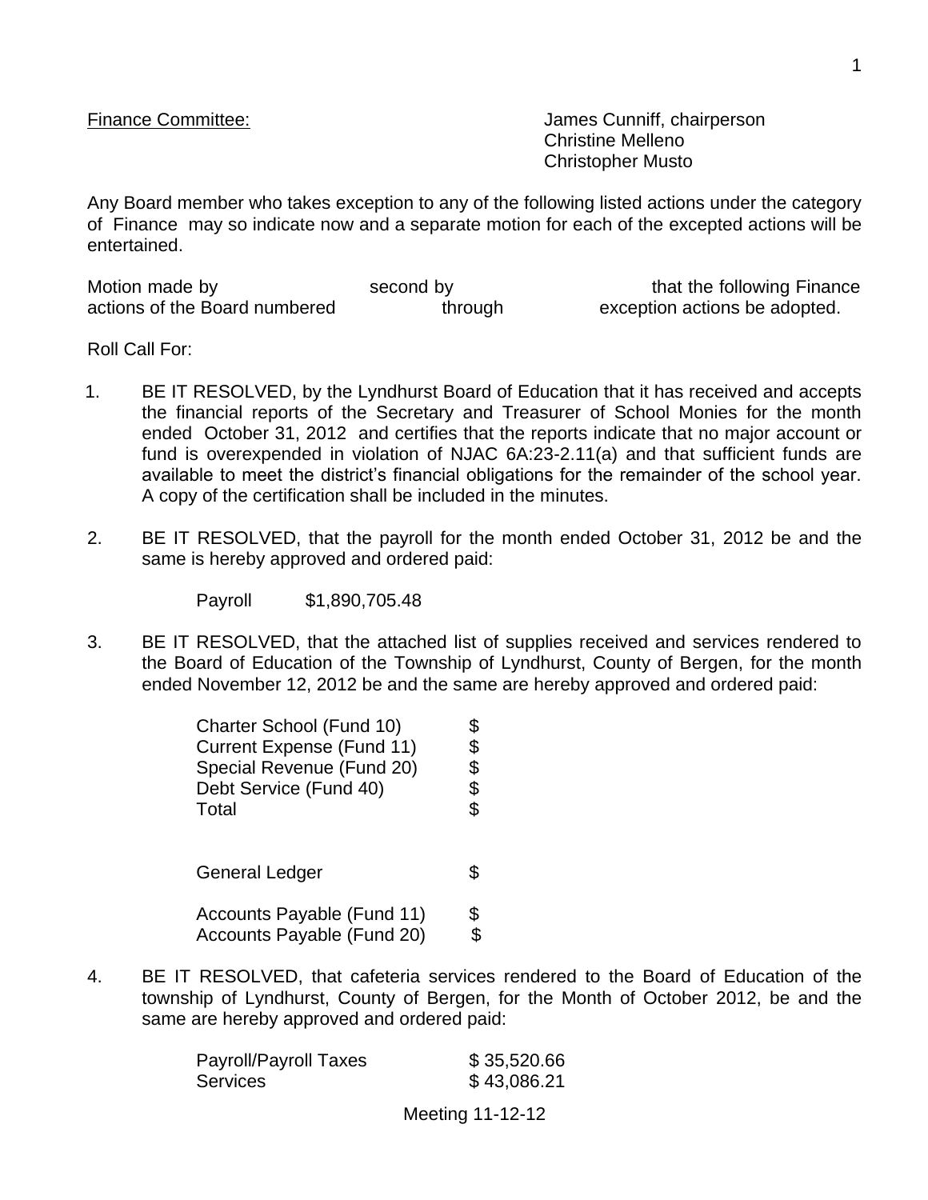<u>Finance Committee:</u>

James Cunniff, chairperson
Christine Melleno
Christopher Musto

Any Board member who takes exception to any of the following listed actions under the category of Finance may so indicate now and a separate motion for each of the excepted actions will be entertained.

Motion made by second by that the following Finance actions of the Board numbered through exception actions be adopted.

Roll Call For:

1. BE IT RESOLVED, by the Lyndhurst Board of Education that it has received and accepts the financial reports of the Secretary and Treasurer of School Monies for the month ended October 31, 2012 and certifies that the reports indicate that no major account or fund is overexpended in violation of NJAC 6A:23-2.11(a) and that sufficient funds are available to meet the district's financial obligations for the remainder of the school year. A copy of the certification shall be included in the minutes.

2. BE IT RESOLVED, that the payroll for the month ended October 31, 2012 be and the same is hereby approved and ordered paid:

   Payroll $1,890,705.48

3. BE IT RESOLVED, that the attached list of supplies received and services rendered to the Board of Education of the Township of Lyndhurst, County of Bergen, for the month ended November 12, 2012 be and the same are hereby approved and ordered paid:

| | |
|---|---|
| Charter School (Fund 10) | $ |
| Current Expense (Fund 11) | $ |
| Special Revenue (Fund 20) | $ |
| Debt Service (Fund 40) | $ |
| Total | $ |
| | |
| General Ledger | $ |
| | |
| Accounts Payable (Fund 11) | $ |
| Accounts Payable (Fund 20) | $ |

4. BE IT RESOLVED, that cafeteria services rendered to the Board of Education of the township of Lyndhurst, County of Bergen, for the Month of October 2012, be and the same are hereby approved and ordered paid:

| | |
|---|---|
| Payroll/Payroll Taxes | $ 35,520.66 |
| Services | $ 43,086.21 |

Meeting 11-12-12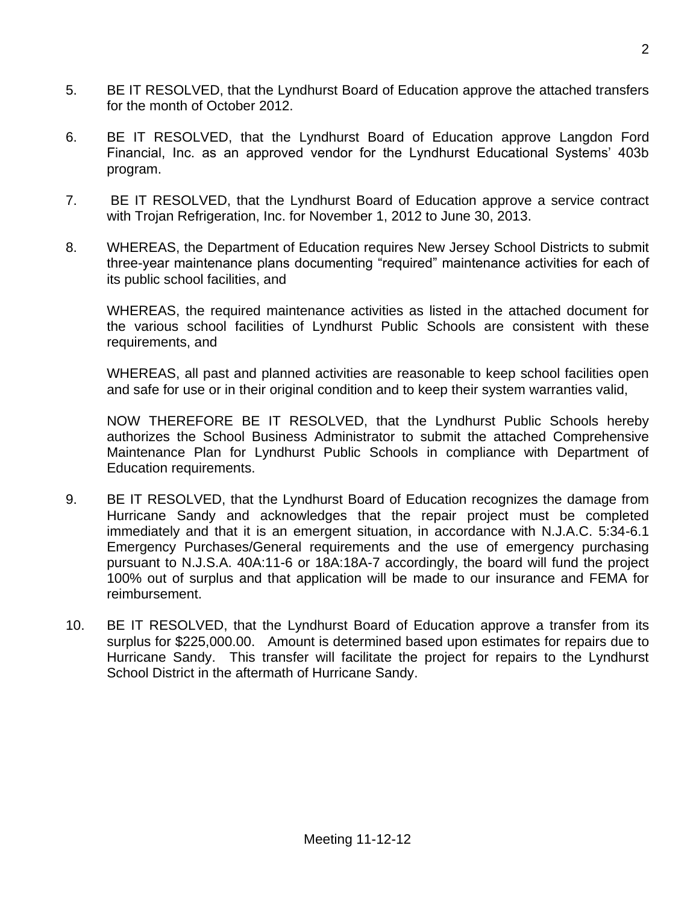5. BE IT RESOLVED, that the Lyndhurst Board of Education approve the attached transfers for the month of October 2012.

6. BE IT RESOLVED, that the Lyndhurst Board of Education approve Langdon Ford Financial, Inc. as an approved vendor for the Lyndhurst Educational Systems' 403b program.

7. BE IT RESOLVED, that the Lyndhurst Board of Education approve a service contract with Trojan Refrigeration, Inc. for November 1, 2012 to June 30, 2013.

8. WHEREAS, the Department of Education requires New Jersey School Districts to submit three-year maintenance plans documenting "required" maintenance activities for each of its public school facilities, and

   WHEREAS, the required maintenance activities as listed in the attached document for the various school facilities of Lyndhurst Public Schools are consistent with these requirements, and

   WHEREAS, all past and planned activities are reasonable to keep school facilities open and safe for use or in their original condition and to keep their system warranties valid,

   NOW THEREFORE BE IT RESOLVED, that the Lyndhurst Public Schools hereby authorizes the School Business Administrator to submit the attached Comprehensive Maintenance Plan for Lyndhurst Public Schools in compliance with Department of Education requirements.

9. BE IT RESOLVED, that the Lyndhurst Board of Education recognizes the damage from Hurricane Sandy and acknowledges that the repair project must be completed immediately and that it is an emergent situation, in accordance with N.J.A.C. 5:34-6.1 Emergency Purchases/General requirements and the use of emergency purchasing pursuant to N.J.S.A. 40A:11-6 or 18A:18A-7 accordingly, the board will fund the project 100% out of surplus and that application will be made to our insurance and FEMA for reimbursement.

10. BE IT RESOLVED, that the Lyndhurst Board of Education approve a transfer from its surplus for $225,000.00. Amount is determined based upon estimates for repairs due to Hurricane Sandy. This transfer will facilitate the project for repairs to the Lyndhurst School District in the aftermath of Hurricane Sandy.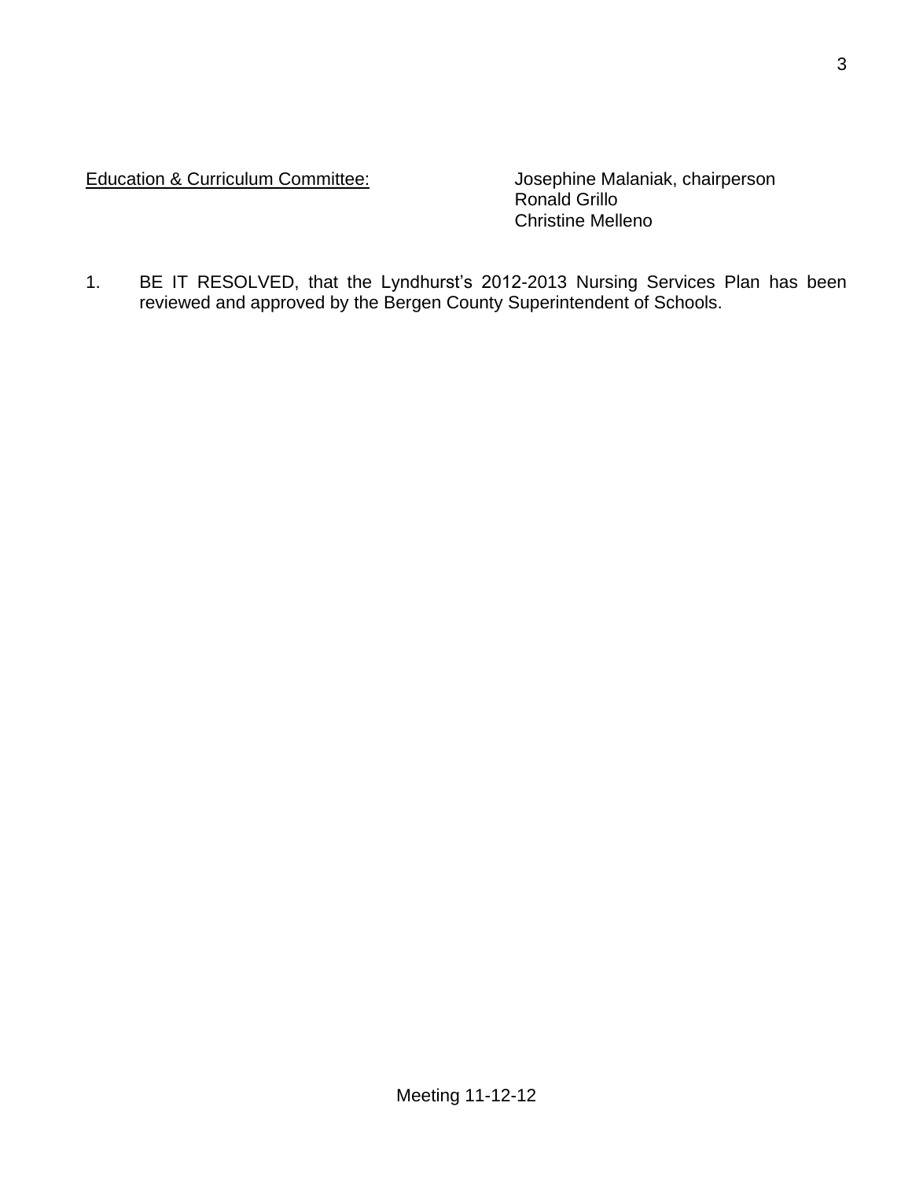<u>Education & Curriculum Committee:</u> Josephine Malaniak, chairperson
Ronald Grillo
Christine Melleno

1. BE IT RESOLVED, that the Lyndhurst's 2012-2013 Nursing Services Plan has been reviewed and approved by the Bergen County Superintendent of Schools.

Meeting 11-12-12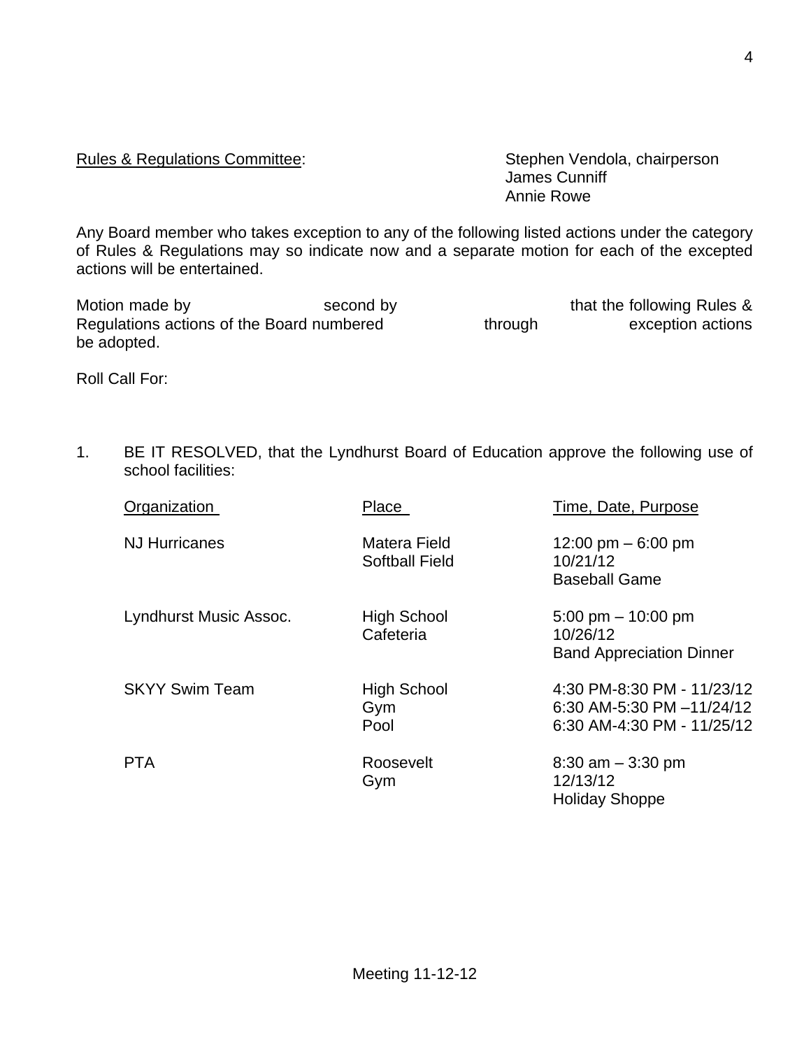<u>Rules & Regulations Committee</u>: Stephen Vendola, chairperson
James Cunniff
Annie Rowe

Any Board member who takes exception to any of the following listed actions under the category of Rules & Regulations may so indicate now and a separate motion for each of the excepted actions will be entertained.

Motion made by second by that the following Rules & Regulations actions of the Board numbered through exception actions be adopted.

Roll Call For:

1. BE IT RESOLVED, that the Lyndhurst Board of Education approve the following use of school facilities:

| Organization | Place | Time, Date, Purpose |
|---|---|---|
| NJ Hurricanes | Matera Field<br>Softball Field | 12:00 pm – 6:00 pm<br>10/21/12<br>Baseball Game |
| Lyndhurst Music Assoc. | High School<br>Cafeteria | 5:00 pm – 10:00 pm<br>10/26/12<br>Band Appreciation Dinner |
| SKYY Swim Team | High School<br>Gym<br>Pool | 4:30 PM-8:30 PM - 11/23/12<br>6:30 AM-5:30 PM –11/24/12<br>6:30 AM-4:30 PM - 11/25/12 |
| PTA | Roosevelt<br>Gym | 8:30 am – 3:30 pm<br>12/13/12<br>Holiday Shoppe |

Meeting 11-12-12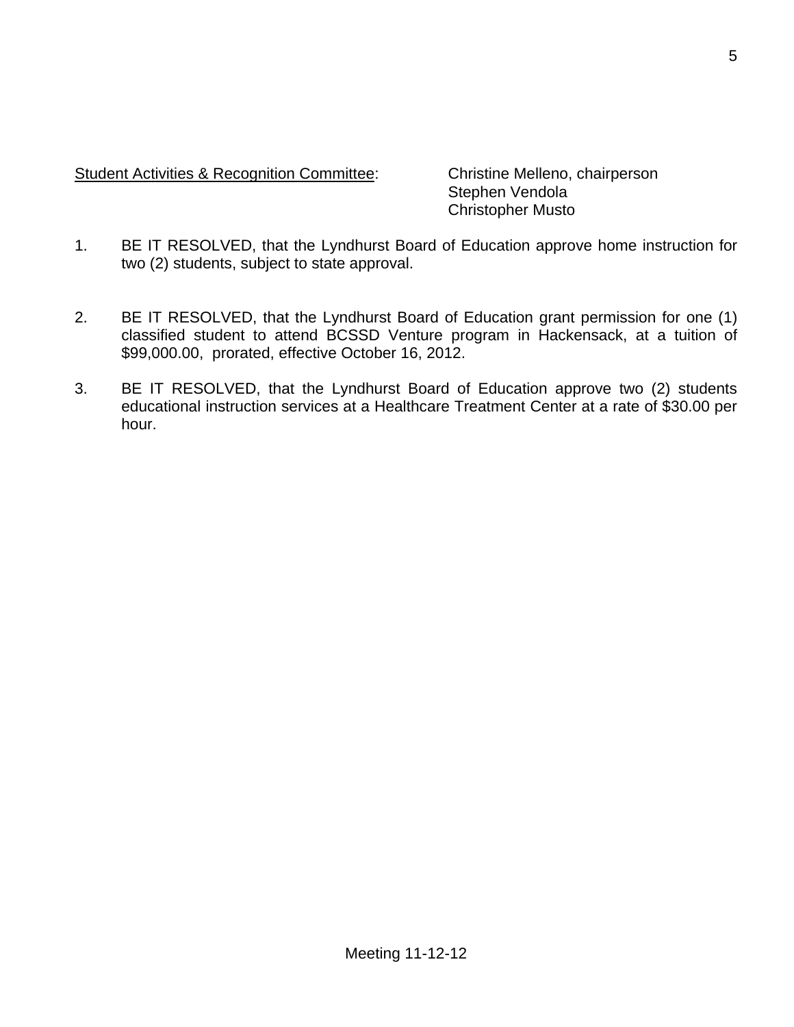Student Activities & Recognition Committee: Christine Melleno, chairperson
Stephen Vendola
Christopher Musto

1. BE IT RESOLVED, that the Lyndhurst Board of Education approve home instruction for two (2) students, subject to state approval.

2. BE IT RESOLVED, that the Lyndhurst Board of Education grant permission for one (1) classified student to attend BCSSD Venture program in Hackensack, at a tuition of $99,000.00, prorated, effective October 16, 2012.

3. BE IT RESOLVED, that the Lyndhurst Board of Education approve two (2) students educational instruction services at a Healthcare Treatment Center at a rate of $30.00 per hour.